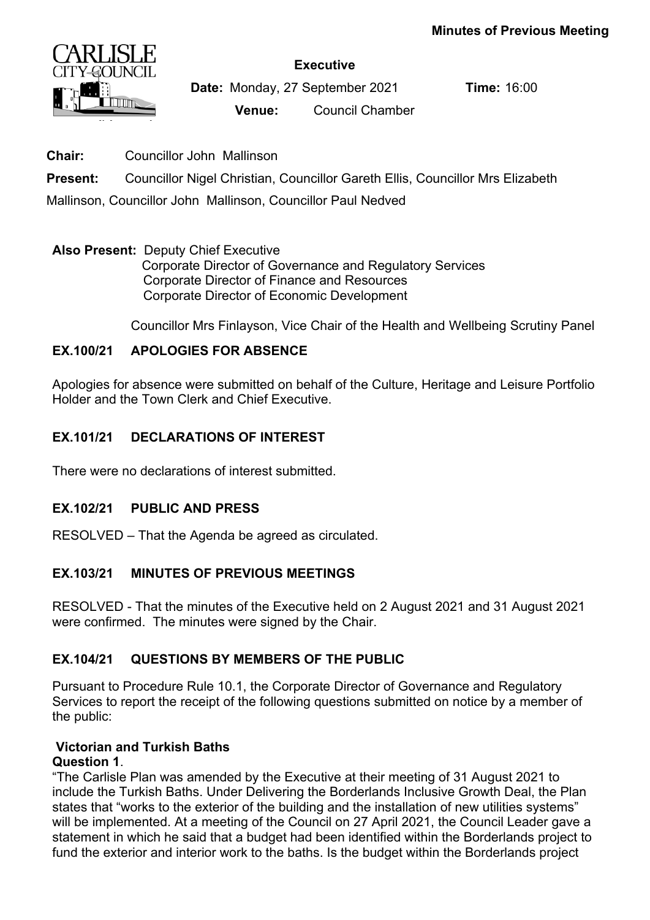**Minutes of Previous Meeting**

**Executive**

**Date:** Monday, 27 September 2021 **Time:** 16:00

**Venue:** Council Chamber

**Chair:** Councillor John Mallinson

**Present:** Councillor Nigel Christian, Councillor Gareth Ellis, Councillor Mrs Elizabeth Mallinson, Councillor John Mallinson, Councillor Paul Nedved

**Also Present:** Deputy Chief Executive
Corporate Director of Governance and Regulatory Services
Corporate Director of Finance and Resources
Corporate Director of Economic Development

Councillor Mrs Finlayson, Vice Chair of the Health and Wellbeing Scrutiny Panel

## EX.100/21 APOLOGIES FOR ABSENCE

Apologies for absence were submitted on behalf of the Culture, Heritage and Leisure Portfolio Holder and the Town Clerk and Chief Executive.

## EX.101/21 DECLARATIONS OF INTEREST

There were no declarations of interest submitted.

## EX.102/21 PUBLIC AND PRESS

RESOLVED – That the Agenda be agreed as circulated.

## EX.103/21 MINUTES OF PREVIOUS MEETINGS

RESOLVED - That the minutes of the Executive held on 2 August 2021 and 31 August 2021 were confirmed. The minutes were signed by the Chair.

## EX.104/21 QUESTIONS BY MEMBERS OF THE PUBLIC

Pursuant to Procedure Rule 10.1, the Corporate Director of Governance and Regulatory Services to report the receipt of the following questions submitted on notice by a member of the public:

**Victorian and Turkish Baths**

**Question 1**.

"The Carlisle Plan was amended by the Executive at their meeting of 31 August 2021 to include the Turkish Baths. Under Delivering the Borderlands Inclusive Growth Deal, the Plan states that "works to the exterior of the building and the installation of new utilities systems" will be implemented. At a meeting of the Council on 27 April 2021, the Council Leader gave a statement in which he said that a budget had been identified within the Borderlands project to fund the exterior and interior work to the baths. Is the budget within the Borderlands project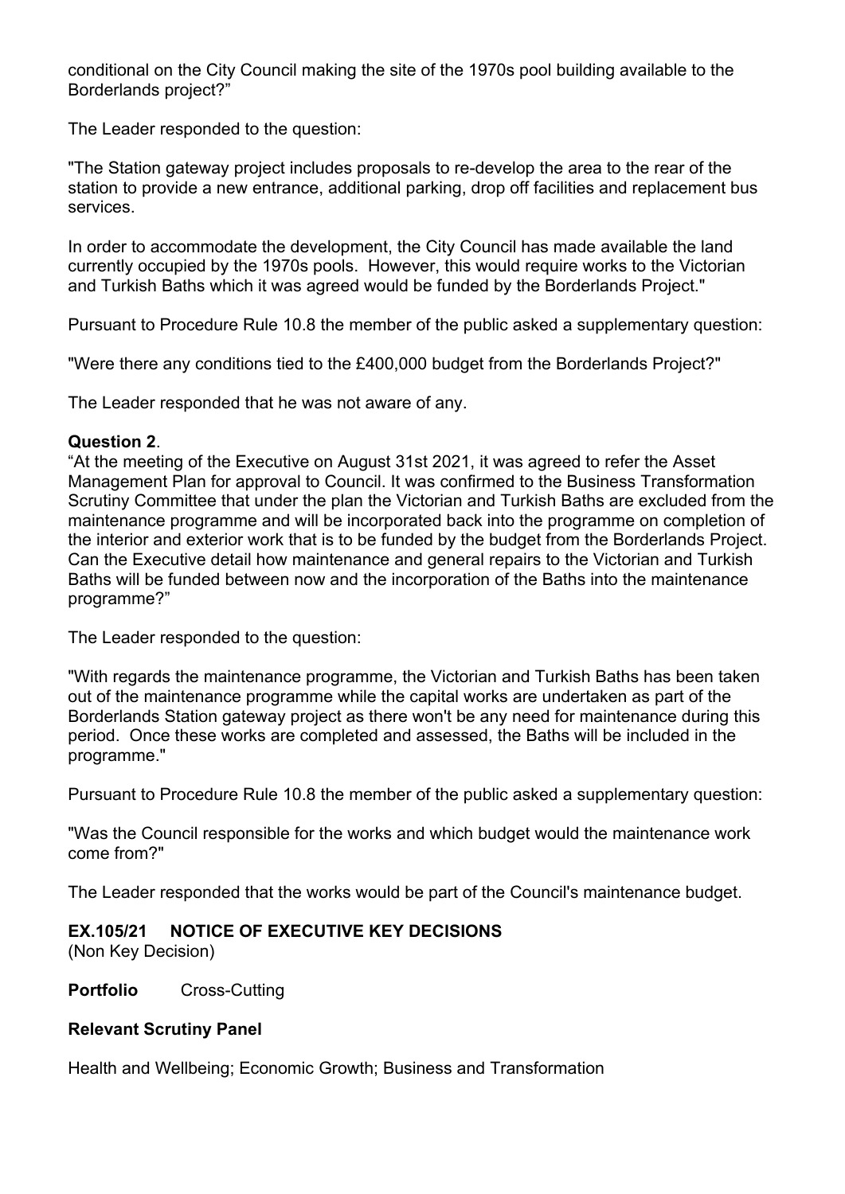conditional on the City Council making the site of the 1970s pool building available to the Borderlands project?"

The Leader responded to the question:

"The Station gateway project includes proposals to re-develop the area to the rear of the station to provide a new entrance, additional parking, drop off facilities and replacement bus services.

In order to accommodate the development, the City Council has made available the land currently occupied by the 1970s pools. However, this would require works to the Victorian and Turkish Baths which it was agreed would be funded by the Borderlands Project."

Pursuant to Procedure Rule 10.8 the member of the public asked a supplementary question:

"Were there any conditions tied to the £400,000 budget from the Borderlands Project?"

The Leader responded that he was not aware of any.

**Question 2**.

"At the meeting of the Executive on August 31st 2021, it was agreed to refer the Asset Management Plan for approval to Council. It was confirmed to the Business Transformation Scrutiny Committee that under the plan the Victorian and Turkish Baths are excluded from the maintenance programme and will be incorporated back into the programme on completion of the interior and exterior work that is to be funded by the budget from the Borderlands Project. Can the Executive detail how maintenance and general repairs to the Victorian and Turkish Baths will be funded between now and the incorporation of the Baths into the maintenance programme?"

The Leader responded to the question:

"With regards the maintenance programme, the Victorian and Turkish Baths has been taken out of the maintenance programme while the capital works are undertaken as part of the Borderlands Station gateway project as there won't be any need for maintenance during this period. Once these works are completed and assessed, the Baths will be included in the programme."

Pursuant to Procedure Rule 10.8 the member of the public asked a supplementary question:

"Was the Council responsible for the works and which budget would the maintenance work come from?"

The Leader responded that the works would be part of the Council's maintenance budget.

**EX.105/21 NOTICE OF EXECUTIVE KEY DECISIONS**

(Non Key Decision)

**Portfolio** Cross-Cutting

**Relevant Scrutiny Panel**

Health and Wellbeing; Economic Growth; Business and Transformation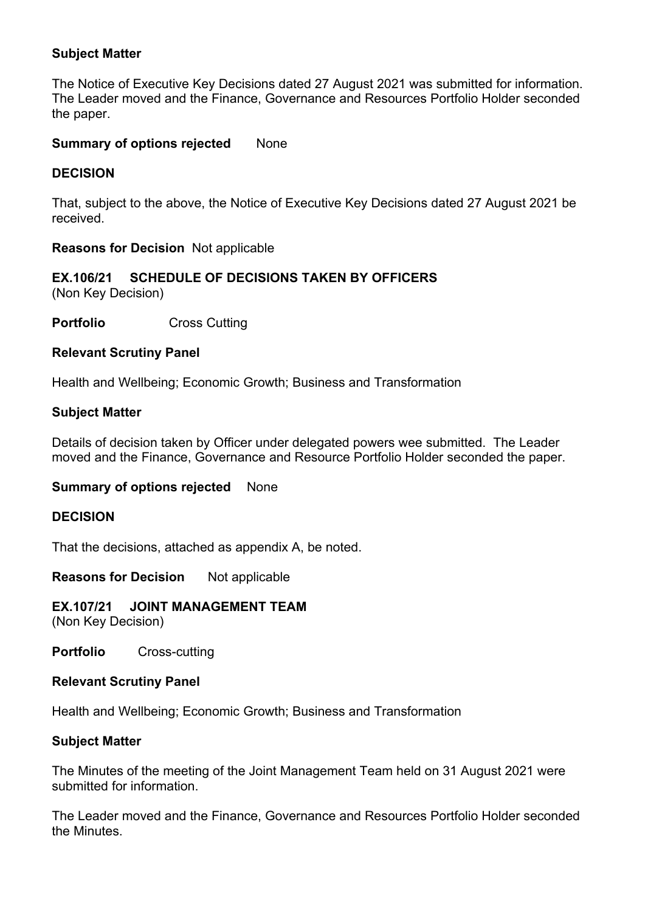**Subject Matter**

The Notice of Executive Key Decisions dated 27 August 2021 was submitted for information. The Leader moved and the Finance, Governance and Resources Portfolio Holder seconded the paper.

**Summary of options rejected** None

**DECISION**

That, subject to the above, the Notice of Executive Key Decisions dated 27 August 2021 be received.

**Reasons for Decision** Not applicable

**EX.106/21 SCHEDULE OF DECISIONS TAKEN BY OFFICERS**
(Non Key Decision)

**Portfolio** Cross Cutting

**Relevant Scrutiny Panel**

Health and Wellbeing; Economic Growth; Business and Transformation

**Subject Matter**

Details of decision taken by Officer under delegated powers wee submitted. The Leader moved and the Finance, Governance and Resource Portfolio Holder seconded the paper.

**Summary of options rejected** None

**DECISION**

That the decisions, attached as appendix A, be noted.

**Reasons for Decision** Not applicable

**EX.107/21 JOINT MANAGEMENT TEAM**
(Non Key Decision)

**Portfolio** Cross-cutting

**Relevant Scrutiny Panel**

Health and Wellbeing; Economic Growth; Business and Transformation

**Subject Matter**

The Minutes of the meeting of the Joint Management Team held on 31 August 2021 were submitted for information.

The Leader moved and the Finance, Governance and Resources Portfolio Holder seconded the Minutes.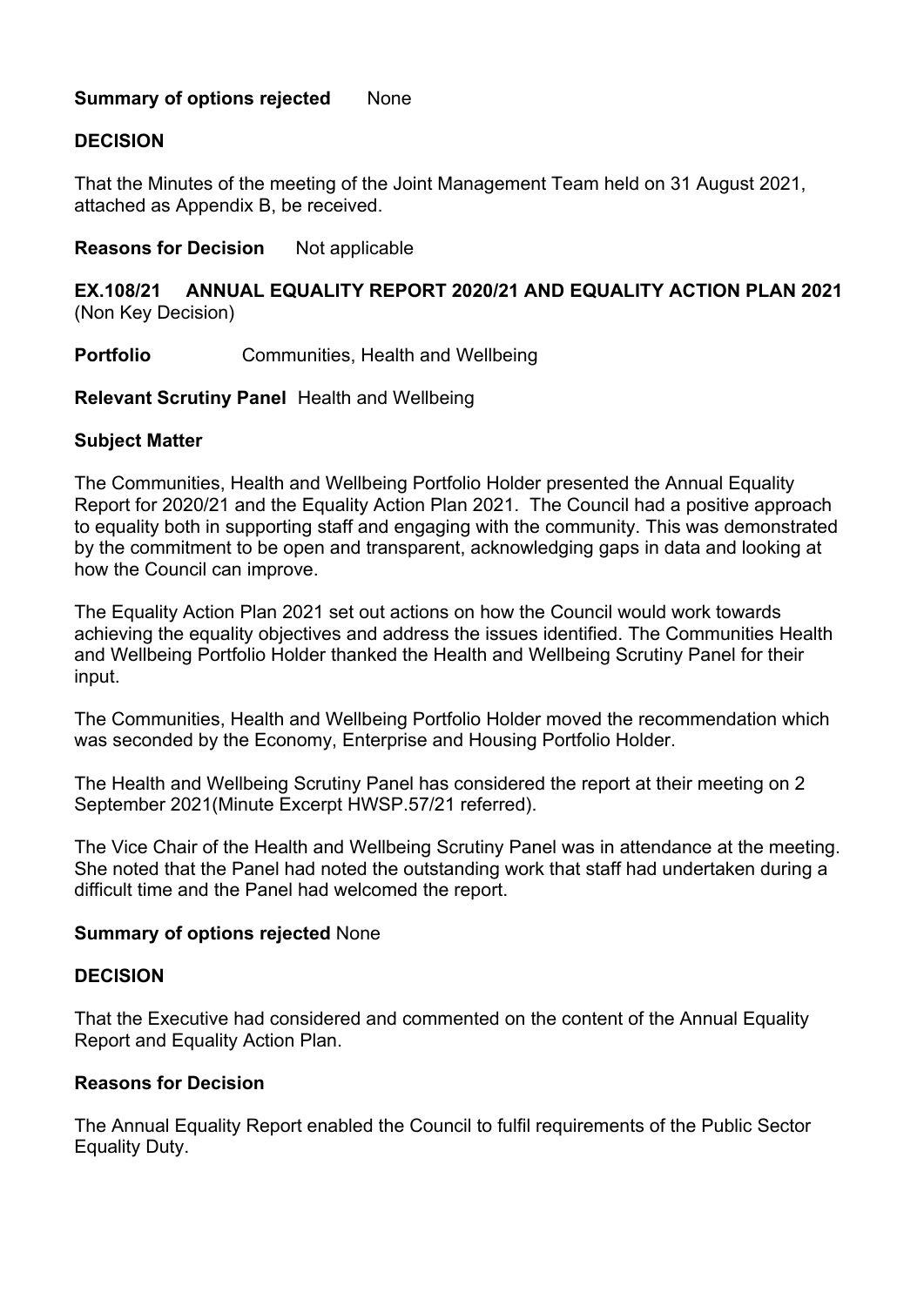**Summary of options rejected** None

**DECISION**

That the Minutes of the meeting of the Joint Management Team held on 31 August 2021, attached as Appendix B, be received.

**Reasons for Decision** Not applicable

**EX.108/21 ANNUAL EQUALITY REPORT 2020/21 AND EQUALITY ACTION PLAN 2021**
(Non Key Decision)

**Portfolio** Communities, Health and Wellbeing

**Relevant Scrutiny Panel** Health and Wellbeing

**Subject Matter**

The Communities, Health and Wellbeing Portfolio Holder presented the Annual Equality Report for 2020/21 and the Equality Action Plan 2021. The Council had a positive approach to equality both in supporting staff and engaging with the community. This was demonstrated by the commitment to be open and transparent, acknowledging gaps in data and looking at how the Council can improve.

The Equality Action Plan 2021 set out actions on how the Council would work towards achieving the equality objectives and address the issues identified. The Communities Health and Wellbeing Portfolio Holder thanked the Health and Wellbeing Scrutiny Panel for their input.

The Communities, Health and Wellbeing Portfolio Holder moved the recommendation which was seconded by the Economy, Enterprise and Housing Portfolio Holder.

The Health and Wellbeing Scrutiny Panel has considered the report at their meeting on 2 September 2021(Minute Excerpt HWSP.57/21 referred).

The Vice Chair of the Health and Wellbeing Scrutiny Panel was in attendance at the meeting. She noted that the Panel had noted the outstanding work that staff had undertaken during a difficult time and the Panel had welcomed the report.

**Summary of options rejected** None

**DECISION**

That the Executive had considered and commented on the content of the Annual Equality Report and Equality Action Plan.

**Reasons for Decision**

The Annual Equality Report enabled the Council to fulfil requirements of the Public Sector Equality Duty.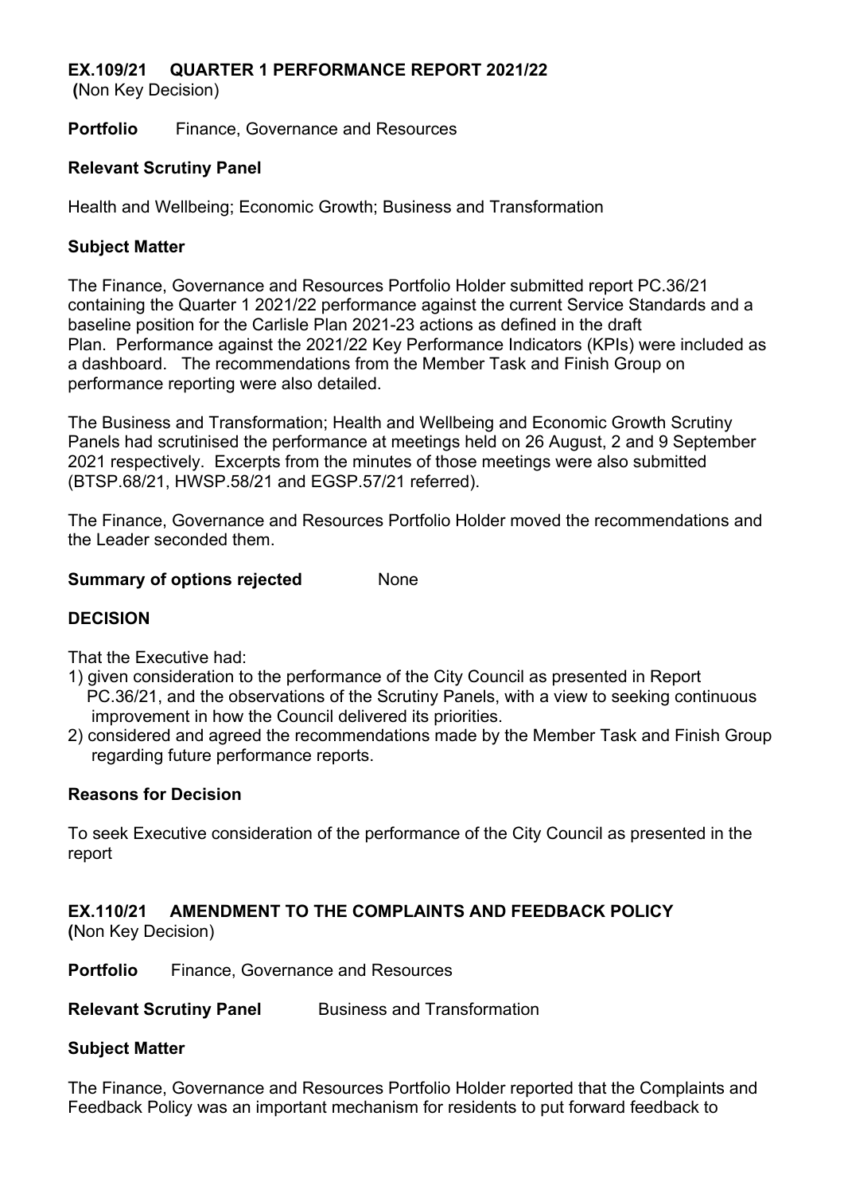## EX.109/21 QUARTER 1 PERFORMANCE REPORT 2021/22

**(**Non Key Decision)

**Portfolio** Finance, Governance and Resources

**Relevant Scrutiny Panel**

Health and Wellbeing; Economic Growth; Business and Transformation

**Subject Matter**

The Finance, Governance and Resources Portfolio Holder submitted report PC.36/21 containing the Quarter 1 2021/22 performance against the current Service Standards and a baseline position for the Carlisle Plan 2021-23 actions as defined in the draft Plan. Performance against the 2021/22 Key Performance Indicators (KPIs) were included as a dashboard. The recommendations from the Member Task and Finish Group on performance reporting were also detailed.

The Business and Transformation; Health and Wellbeing and Economic Growth Scrutiny Panels had scrutinised the performance at meetings held on 26 August, 2 and 9 September 2021 respectively. Excerpts from the minutes of those meetings were also submitted (BTSP.68/21, HWSP.58/21 and EGSP.57/21 referred).

The Finance, Governance and Resources Portfolio Holder moved the recommendations and the Leader seconded them.

**Summary of options rejected** None

**DECISION**

That the Executive had:

1) given consideration to the performance of the City Council as presented in Report PC.36/21, and the observations of the Scrutiny Panels, with a view to seeking continuous improvement in how the Council delivered its priorities.
2) considered and agreed the recommendations made by the Member Task and Finish Group regarding future performance reports.

**Reasons for Decision**

To seek Executive consideration of the performance of the City Council as presented in the report

## EX.110/21 AMENDMENT TO THE COMPLAINTS AND FEEDBACK POLICY

**(**Non Key Decision)

**Portfolio** Finance, Governance and Resources

**Relevant Scrutiny Panel** Business and Transformation

**Subject Matter**

The Finance, Governance and Resources Portfolio Holder reported that the Complaints and Feedback Policy was an important mechanism for residents to put forward feedback to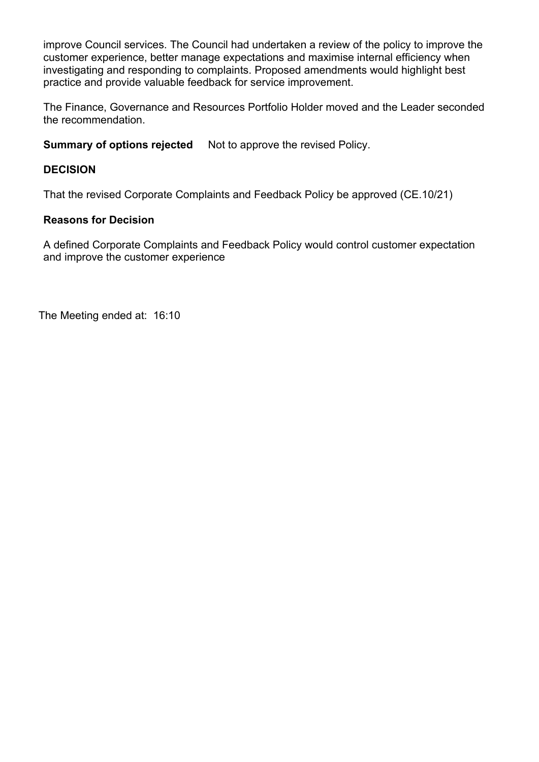improve Council services. The Council had undertaken a review of the policy to improve the customer experience, better manage expectations and maximise internal efficiency when investigating and responding to complaints. Proposed amendments would highlight best practice and provide valuable feedback for service improvement.

The Finance, Governance and Resources Portfolio Holder moved and the Leader seconded the recommendation.

**Summary of options rejected** Not to approve the revised Policy.

**DECISION**

That the revised Corporate Complaints and Feedback Policy be approved (CE.10/21)

**Reasons for Decision**

A defined Corporate Complaints and Feedback Policy would control customer expectation and improve the customer experience

The Meeting ended at: 16:10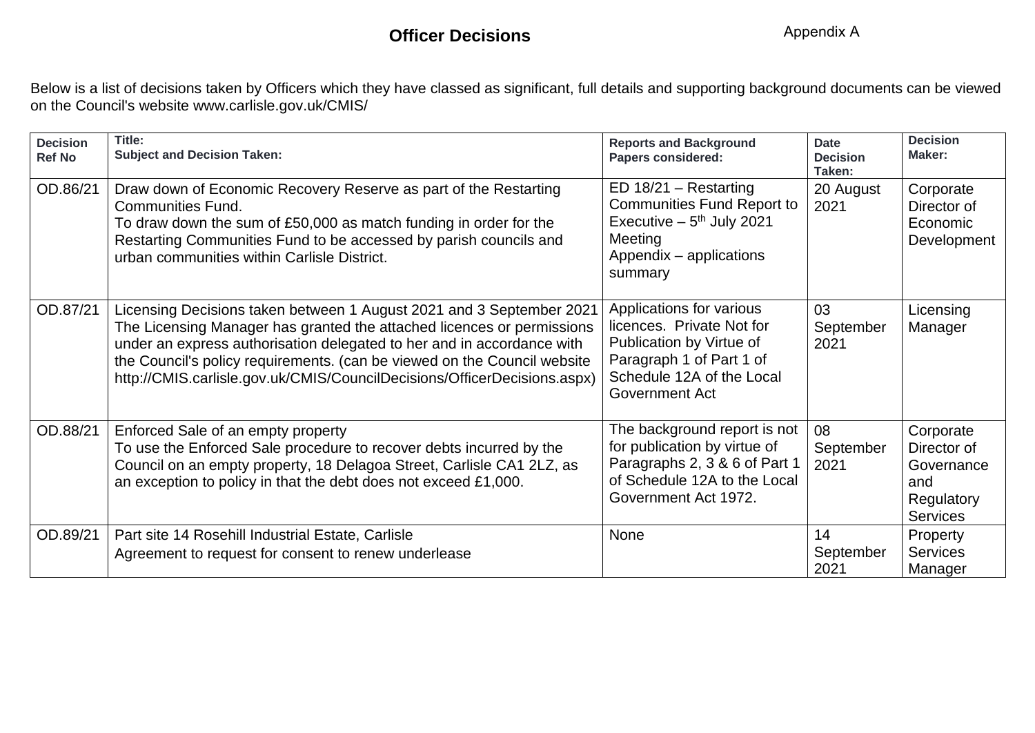# Officer Decisions

Appendix A

Below is a list of decisions taken by Officers which they have classed as significant, full details and supporting background documents can be viewed on the Council's website www.carlisle.gov.uk/CMIS/

| Decision Ref No | Title: Subject and Decision Taken: | Reports and Background Papers considered: | Date Decision Taken: | Decision Maker: |
|---|---|---|---|---|
| OD.86/21 | Draw down of Economic Recovery Reserve as part of the Restarting Communities Fund. To draw down the sum of £50,000 as match funding in order for the Restarting Communities Fund to be accessed by parish councils and urban communities within Carlisle District. | ED 18/21 – Restarting Communities Fund Report to Executive – 5th July 2021 Meeting Appendix – applications summary | 20 August 2021 | Corporate Director of Economic Development |
| OD.87/21 | Licensing Decisions taken between 1 August 2021 and 3 September 2021 The Licensing Manager has granted the attached licences or permissions under an express authorisation delegated to her and in accordance with the Council's policy requirements. (can be viewed on the Council website http://CMIS.carlisle.gov.uk/CMIS/CouncilDecisions/OfficerDecisions.aspx) | Applications for various licences. Private Not for Publication by Virtue of Paragraph 1 of Part 1 of Schedule 12A of the Local Government Act | 03 September 2021 | Licensing Manager |
| OD.88/21 | Enforced Sale of an empty property To use the Enforced Sale procedure to recover debts incurred by the Council on an empty property, 18 Delagoa Street, Carlisle CA1 2LZ, as an exception to policy in that the debt does not exceed £1,000. | The background report is not for publication by virtue of Paragraphs 2, 3 & 6 of Part 1 of Schedule 12A to the Local Government Act 1972. | 08 September 2021 | Corporate Director of Governance and Regulatory Services |
| OD.89/21 | Part site 14 Rosehill Industrial Estate, Carlisle Agreement to request for consent to renew underlease | None | 14 September 2021 | Property Services Manager |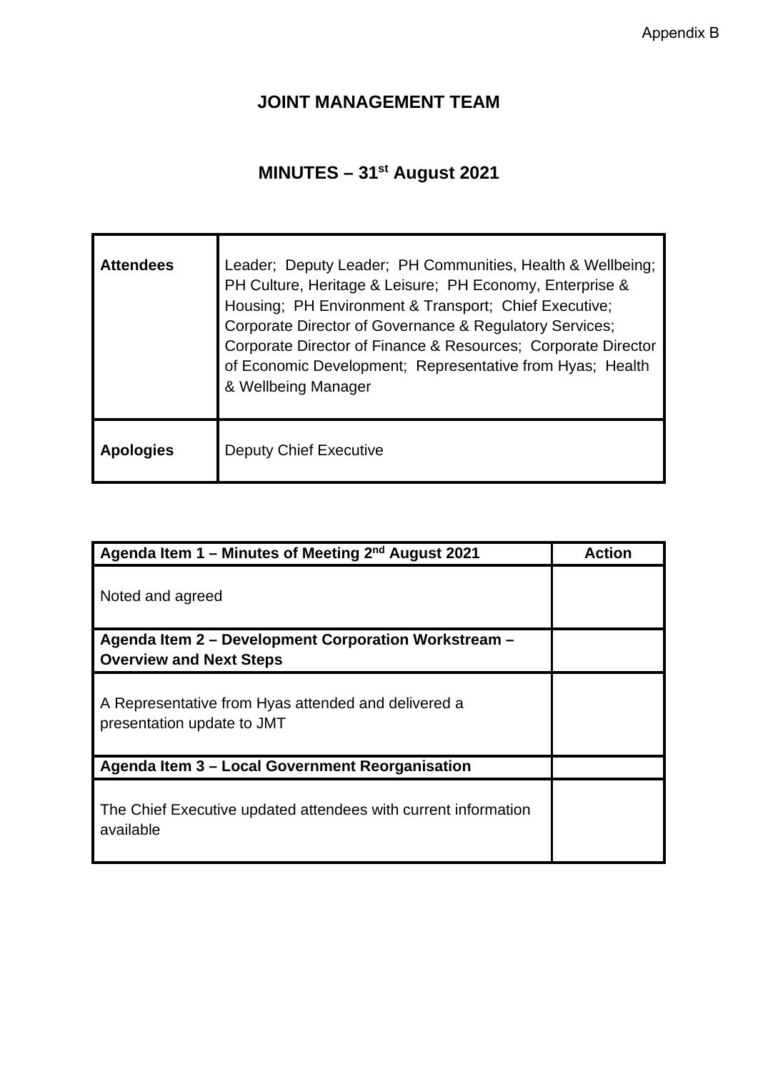Appendix B

# JOINT MANAGEMENT TEAM

## MINUTES – 31st August 2021

| **Attendees** | Leader; Deputy Leader; PH Communities, Health & Wellbeing; PH Culture, Heritage & Leisure; PH Economy, Enterprise & Housing; PH Environment & Transport; Chief Executive; Corporate Director of Governance & Regulatory Services; Corporate Director of Finance & Resources; Corporate Director of Economic Development; Representative from Hyas; Health & Wellbeing Manager |
|---|---|
| **Apologies** | Deputy Chief Executive |

| **Agenda Item 1 – Minutes of Meeting 2nd August 2021** | **Action** |
|---|---|
| Noted and agreed | |
| **Agenda Item 2 – Development Corporation Workstream – Overview and Next Steps** | |
| A Representative from Hyas attended and delivered a presentation update to JMT | |
| **Agenda Item 3 – Local Government Reorganisation** | |
| The Chief Executive updated attendees with current information available | |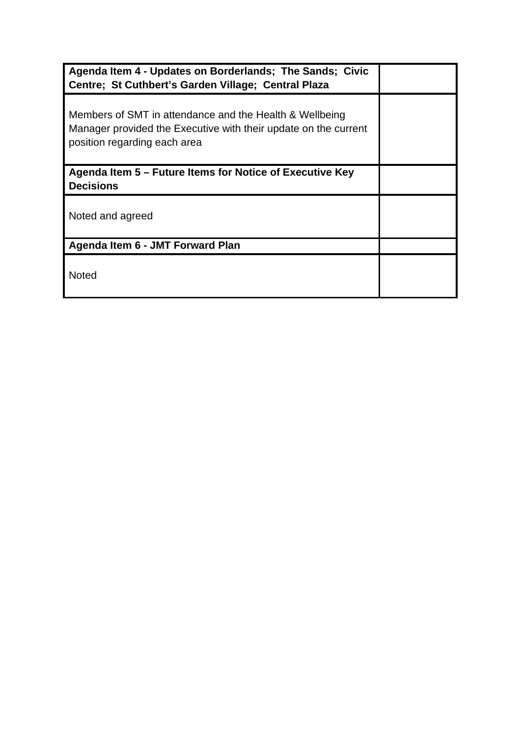| | |
|---|---|
| **Agenda Item 4 - Updates on Borderlands;  The Sands;  Civic Centre;  St Cuthbert's Garden Village;  Central Plaza** | |
| Members of SMT in attendance and the Health & Wellbeing Manager provided the Executive with their update on the current position regarding each area | |
| **Agenda Item 5 – Future Items for Notice of Executive Key Decisions** | |
| Noted and agreed | |
| **Agenda Item 6 - JMT Forward Plan** | |
| Noted | |